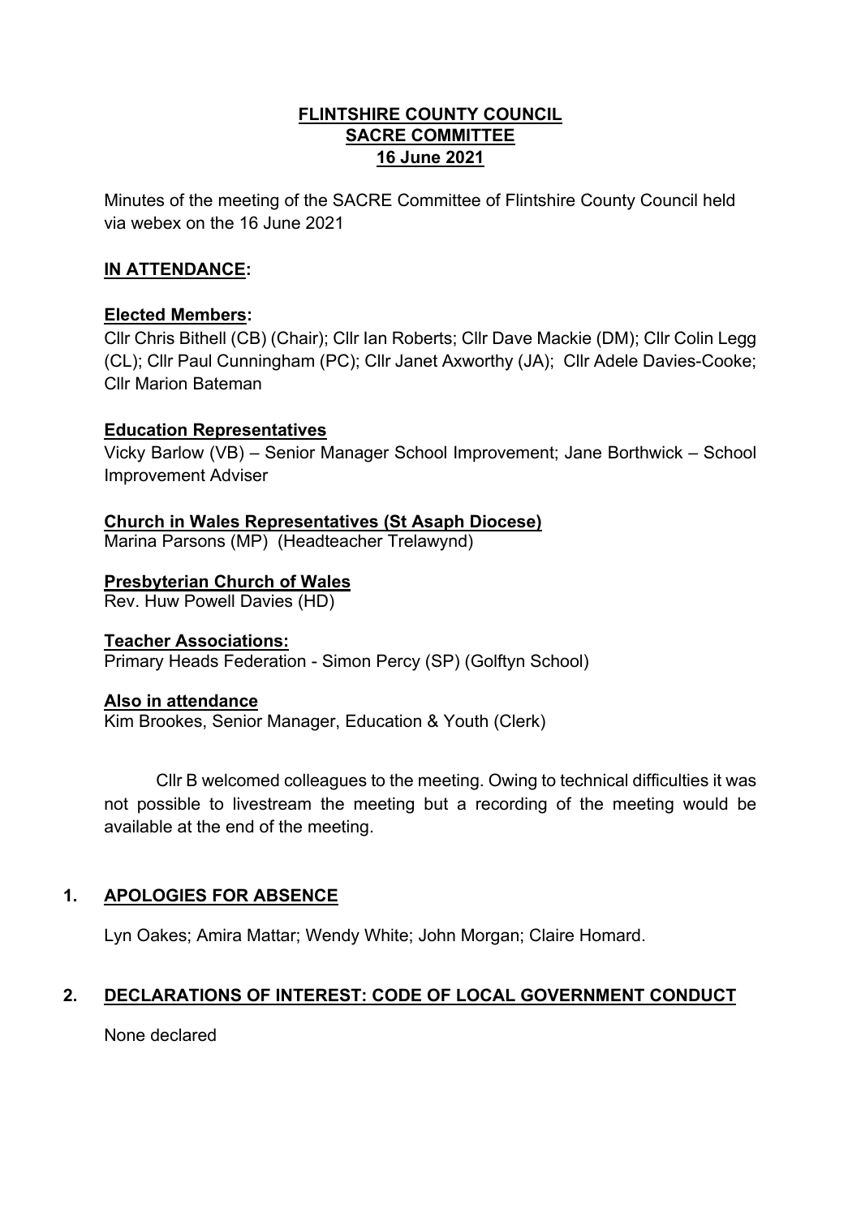# FLINTSHIRE COUNTY COUNCIL
# SACRE COMMITTEE
# 16 June 2021

Minutes of the meeting of the SACRE Committee of Flintshire County Council held via webex on the 16 June 2021

## IN ATTENDANCE:

**Elected Members:**
Cllr Chris Bithell (CB) (Chair); Cllr Ian Roberts; Cllr Dave Mackie (DM); Cllr Colin Legg (CL); Cllr Paul Cunningham (PC); Cllr Janet Axworthy (JA); Cllr Adele Davies-Cooke; Cllr Marion Bateman

**Education Representatives**
Vicky Barlow (VB) – Senior Manager School Improvement; Jane Borthwick – School Improvement Adviser

**Church in Wales Representatives (St Asaph Diocese)**
Marina Parsons (MP) (Headteacher Trelawynd)

**Presbyterian Church of Wales**
Rev. Huw Powell Davies (HD)

**Teacher Associations:**
Primary Heads Federation - Simon Percy (SP) (Golftyn School)

**Also in attendance**
Kim Brookes, Senior Manager, Education & Youth (Clerk)

Cllr B welcomed colleagues to the meeting. Owing to technical difficulties it was not possible to livestream the meeting but a recording of the meeting would be available at the end of the meeting.

## 1. APOLOGIES FOR ABSENCE

Lyn Oakes; Amira Mattar; Wendy White; John Morgan; Claire Homard.

## 2. DECLARATIONS OF INTEREST: CODE OF LOCAL GOVERNMENT CONDUCT

None declared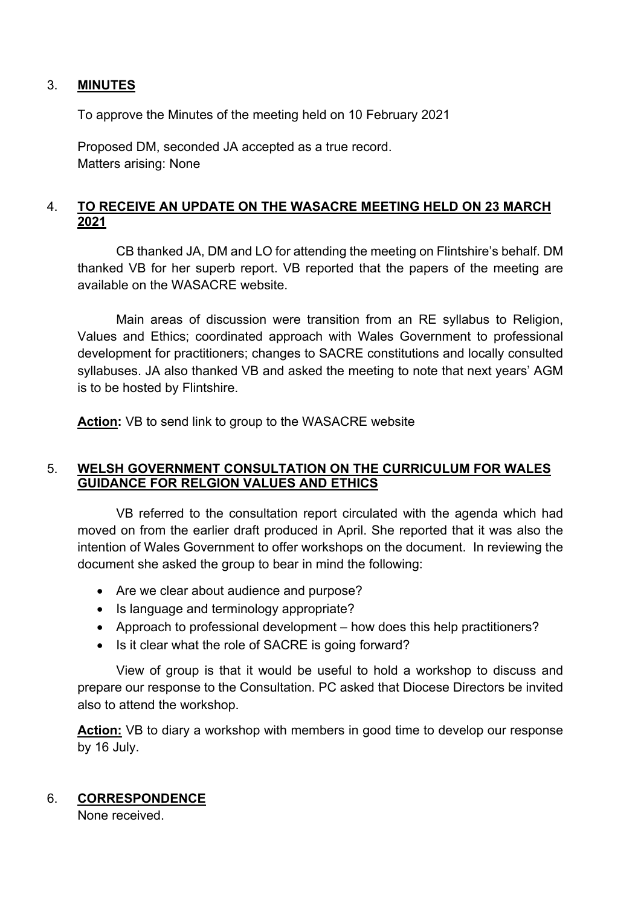## 3. **MINUTES**

To approve the Minutes of the meeting held on 10 February 2021

Proposed DM, seconded JA accepted as a true record.
Matters arising: None

## 4. **TO RECEIVE AN UPDATE ON THE WASACRE MEETING HELD ON 23 MARCH 2021**

CB thanked JA, DM and LO for attending the meeting on Flintshire's behalf. DM thanked VB for her superb report. VB reported that the papers of the meeting are available on the WASACRE website.

Main areas of discussion were transition from an RE syllabus to Religion, Values and Ethics; coordinated approach with Wales Government to professional development for practitioners; changes to SACRE constitutions and locally consulted syllabuses. JA also thanked VB and asked the meeting to note that next years' AGM is to be hosted by Flintshire.

**Action:** VB to send link to group to the WASACRE website

## 5. **WELSH GOVERNMENT CONSULTATION ON THE CURRICULUM FOR WALES GUIDANCE FOR RELGION VALUES AND ETHICS**

VB referred to the consultation report circulated with the agenda which had moved on from the earlier draft produced in April. She reported that it was also the intention of Wales Government to offer workshops on the document. In reviewing the document she asked the group to bear in mind the following:

- Are we clear about audience and purpose?
- Is language and terminology appropriate?
- Approach to professional development – how does this help practitioners?
- Is it clear what the role of SACRE is going forward?

View of group is that it would be useful to hold a workshop to discuss and prepare our response to the Consultation. PC asked that Diocese Directors be invited also to attend the workshop.

**Action:** VB to diary a workshop with members in good time to develop our response by 16 July.

## 6. **CORRESPONDENCE**

None received.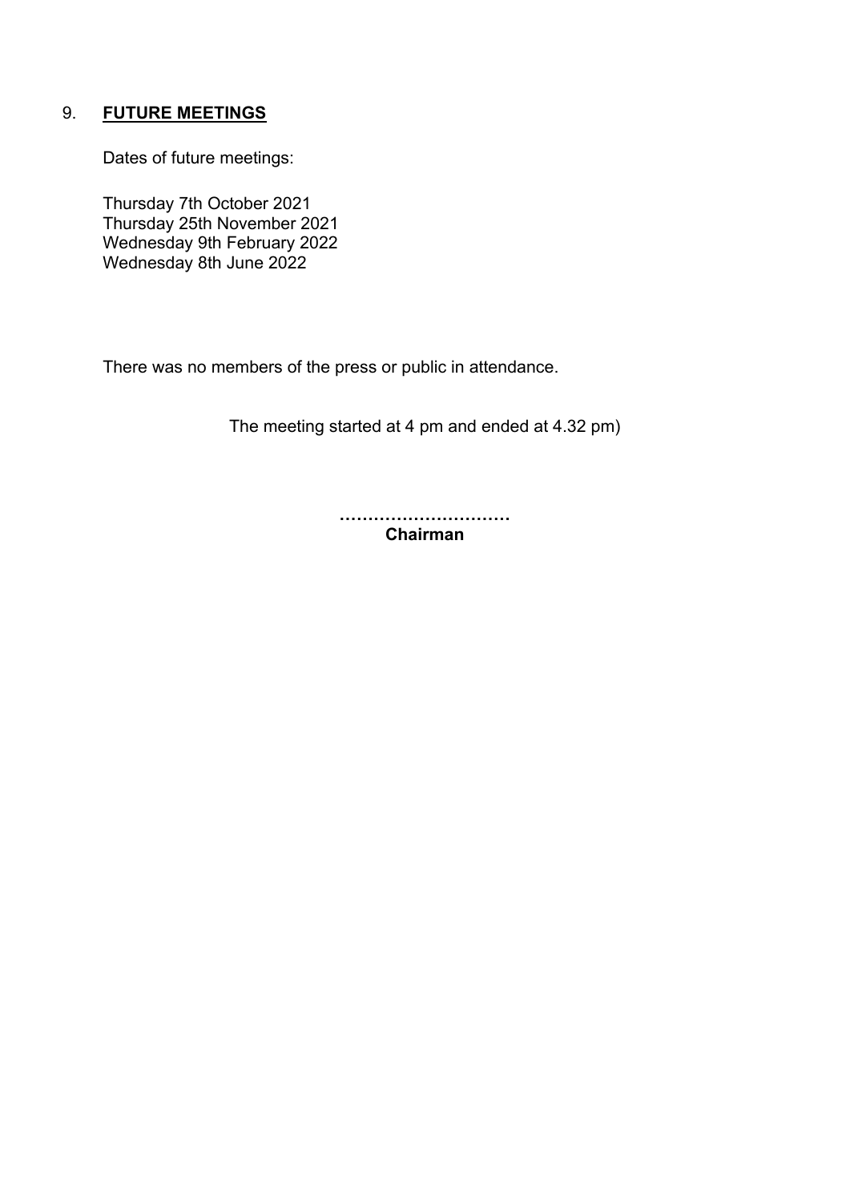## 9. **FUTURE MEETINGS**

Dates of future meetings:

Thursday 7th October 2021
Thursday 25th November 2021
Wednesday 9th February 2022
Wednesday 8th June 2022

There was no members of the press or public in attendance.

The meeting started at 4 pm and ended at 4.32 pm)

**…………………………**
**Chairman**